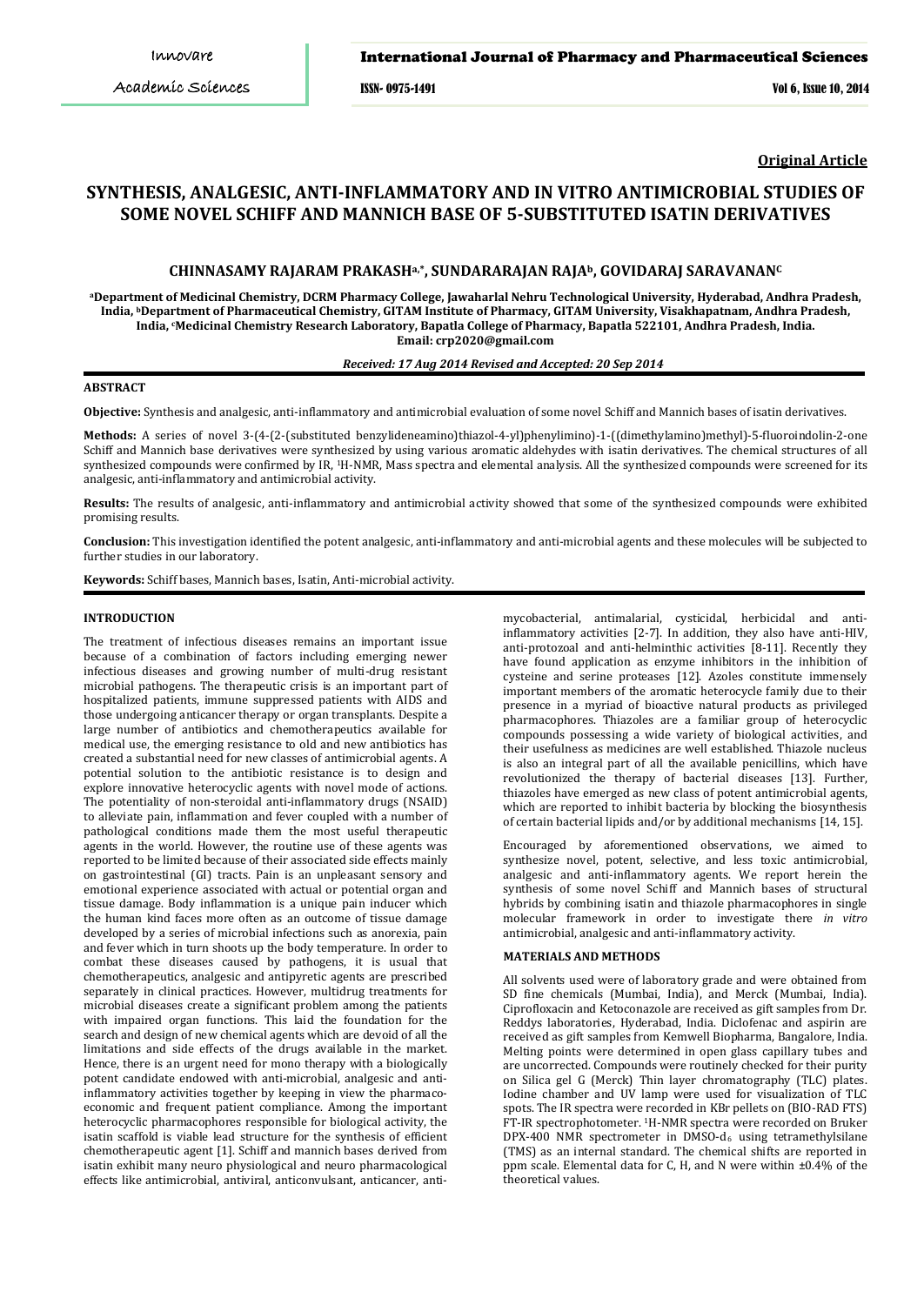**Original Article**

# SYNTHESIS, ANALGESIC, ANTI-INFLAMMATORY AND IN VITRO ANTIMICROBIAL STUDIES OF SOME NOVEL SCHIFF AND MANNICH BASE OF 5-SUBSTITUTED ISATIN DERIVATIVES

**CHINNASAMY RAJARAM PRAKASH[a,*], SUNDARARAJAN RAJA[b], GOVIDARAJ SARAVANAN[C]**

[a]Department of Medicinal Chemistry, DCRM Pharmacy College, Jawaharlal Nehru Technological University, Hyderabad, Andhra Pradesh, India, [b]Department of Pharmaceutical Chemistry, GITAM Institute of Pharmacy, GITAM University, Visakhapatnam, Andhra Pradesh, India, [c]Medicinal Chemistry Research Laboratory, Bapatla College of Pharmacy, Bapatla 522101, Andhra Pradesh, India.
Email: crp2020@gmail.com

*Received: 17 Aug 2014 Revised and Accepted: 20 Sep 2014*

## ABSTRACT

**Objective:** Synthesis and analgesic, anti-inflammatory and antimicrobial evaluation of some novel Schiff and Mannich bases of isatin derivatives.

**Methods:** A series of novel 3-(4-(2-(substituted benzylideneamino)thiazol-4-yl)phenylimino)-1-((dimethylamino)methyl)-5-fluoroindolin-2-one Schiff and Mannich base derivatives were synthesized by using various aromatic aldehydes with isatin derivatives. The chemical structures of all synthesized compounds were confirmed by IR, $^1$H-NMR, Mass spectra and elemental analysis. All the synthesized compounds were screened for its analgesic, anti-inflammatory and antimicrobial activity.

**Results:** The results of analgesic, anti-inflammatory and antimicrobial activity showed that some of the synthesized compounds were exhibited promising results.

**Conclusion:** This investigation identified the potent analgesic, anti-inflammatory and anti-microbial agents and these molecules will be subjected to further studies in our laboratory.

**Keywords:** Schiff bases, Mannich bases, Isatin, Anti-microbial activity.

## INTRODUCTION

The treatment of infectious diseases remains an important issue because of a combination of factors including emerging newer infectious diseases and growing number of multi-drug resistant microbial pathogens. The therapeutic crisis is an important part of hospitalized patients, immune suppressed patients with AIDS and those undergoing anticancer therapy or organ transplants. Despite a large number of antibiotics and chemotherapeutics available for medical use, the emerging resistance to old and new antibiotics has created a substantial need for new classes of antimicrobial agents. A potential solution to the antibiotic resistance is to design and explore innovative heterocyclic agents with novel mode of actions. The potentiality of non-steroidal anti-inflammatory drugs (NSAID) to alleviate pain, inflammation and fever coupled with a number of pathological conditions made them the most useful therapeutic agents in the world. However, the routine use of these agents was reported to be limited because of their associated side effects mainly on gastrointestinal (GI) tracts. Pain is an unpleasant sensory and emotional experience associated with actual or potential organ and tissue damage. Body inflammation is a unique pain inducer which the human kind faces more often as an outcome of tissue damage developed by a series of microbial infections such as anorexia, pain and fever which in turn shoots up the body temperature. In order to combat these diseases caused by pathogens, it is usual that chemotherapeutics, analgesic and antipyretic agents are prescribed separately in clinical practices. However, multidrug treatments for microbial diseases create a significant problem among the patients with impaired organ functions. This laid the foundation for the search and design of new chemical agents which are devoid of all the limitations and side effects of the drugs available in the market. Hence, there is an urgent need for mono therapy with a biologically potent candidate endowed with anti-microbial, analgesic and anti-inflammatory activities together by keeping in view the pharmaco-economic and frequent patient compliance. Among the important heterocyclic pharmacophores responsible for biological activity, the isatin scaffold is viable lead structure for the synthesis of efficient chemotherapeutic agent [1]. Schiff and mannich bases derived from isatin exhibit many neuro physiological and neuro pharmacological effects like antimicrobial, antiviral, anticonvulsant, anticancer, anti-mycobacterial, antimalarial, cysticidal, herbicidal and anti-inflammatory activities [2-7]. In addition, they also have anti-HIV, anti-protozoal and anti-helminthic activities [8-11]. Recently they have found application as enzyme inhibitors in the inhibition of cysteine and serine proteases [12]. Azoles constitute immensely important members of the aromatic heterocycle family due to their presence in a myriad of bioactive natural products as privileged pharmacophores. Thiazoles are a familiar group of heterocyclic compounds possessing a wide variety of biological activities, and their usefulness as medicines are well established. Thiazole nucleus is also an integral part of all the available penicillins, which have revolutionized the therapy of bacterial diseases [13]. Further, thiazoles have emerged as new class of potent antimicrobial agents, which are reported to inhibit bacteria by blocking the biosynthesis of certain bacterial lipids and/or by additional mechanisms [14, 15].

Encouraged by aforementioned observations, we aimed to synthesize novel, potent, selective, and less toxic antimicrobial, analgesic and anti-inflammatory agents. We report herein the synthesis of some novel Schiff and Mannich bases of structural hybrids by combining isatin and thiazole pharmacophores in single molecular framework in order to investigate there *in vitro* antimicrobial, analgesic and anti-inflammatory activity.

## MATERIALS AND METHODS

All solvents used were of laboratory grade and were obtained from SD fine chemicals (Mumbai, India), and Merck (Mumbai, India). Ciprofloxacin and Ketoconazole are received as gift samples from Dr. Reddys laboratories, Hyderabad, India. Diclofenac and aspirin are received as gift samples from Kemwell Biopharma, Bangalore, India. Melting points were determined in open glass capillary tubes and are uncorrected. Compounds were routinely checked for their purity on Silica gel G (Merck) Thin layer chromatography (TLC) plates. Iodine chamber and UV lamp were used for visualization of TLC spots. The IR spectra were recorded in KBr pellets on (BIO-RAD FTS) FT-IR spectrophotometer. $^1$H-NMR spectra were recorded on Bruker DPX-400 NMR spectrometer in DMSO-$d_6$ using tetramethylsilane (TMS) as an internal standard. The chemical shifts are reported in ppm scale. Elemental data for C, H, and N were within ±0.4% of the theoretical values.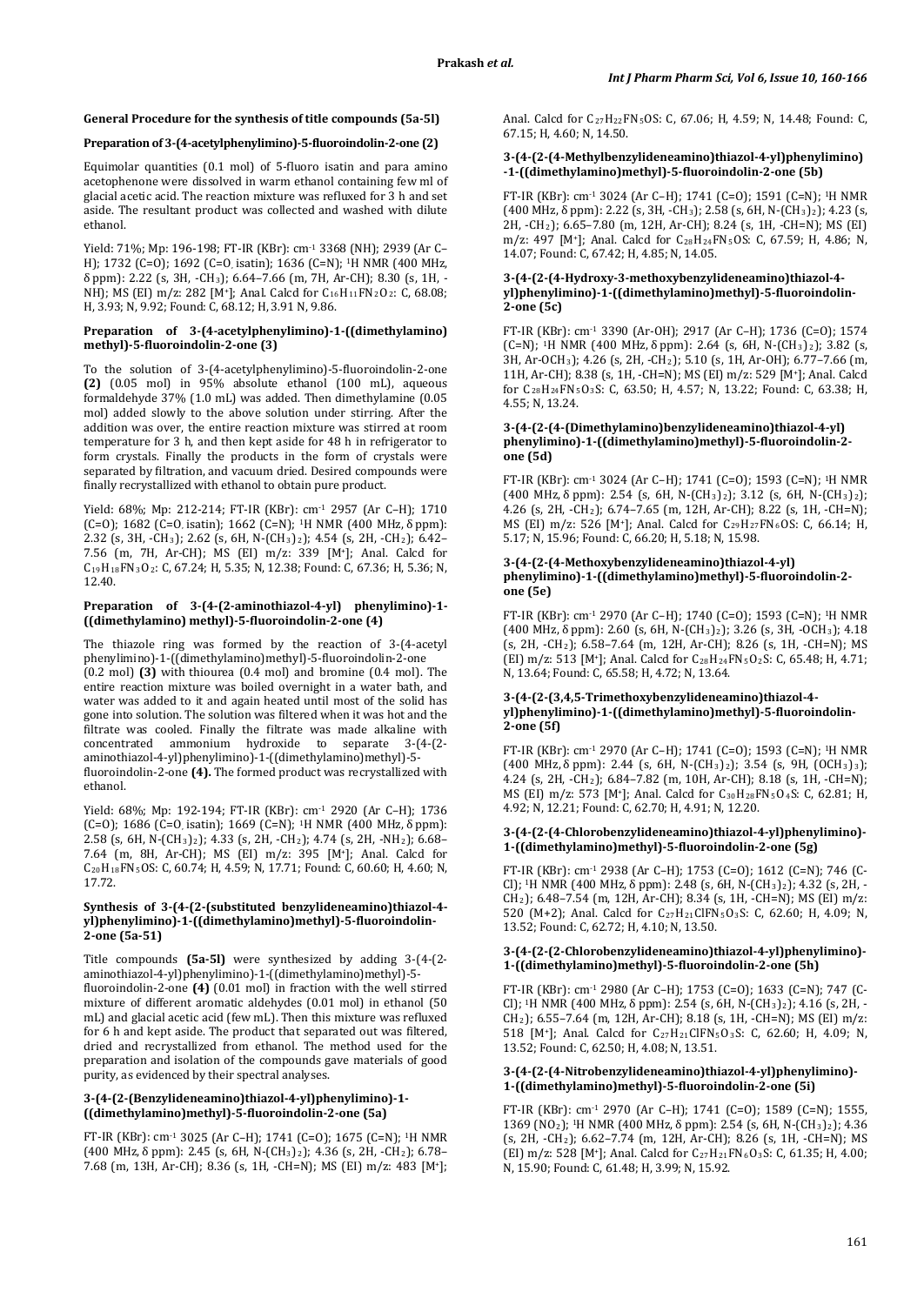### General Procedure for the synthesis of title compounds (5a-5l)

#### Preparation of 3-(4-acetylphenylimino)-5-fluoroindolin-2-one (2)

Equimolar quantities (0.1 mol) of 5-fluoro isatin and para amino acetophenone were dissolved in warm ethanol containing few ml of glacial acetic acid. The reaction mixture was refluxed for 3 h and set aside. The resultant product was collected and washed with dilute ethanol.

Yield: 71%; Mp: 196-198; FT-IR (KBr): $cm^{-1}$ 3368 (NH); 2939 (Ar C–H); 1732 (C=O); 1692 (C=O isatin); 1636 (C=N); $^1H$ NMR (400 MHz, δ ppm): 2.22 (s, 3H, $-CH_3$); 6.64–7.66 (m, 7H, Ar-CH); 8.30 (s, 1H, -NH); MS (EI) m/z: 282 [$M^+$]; Anal. Calcd for $C_{16}H_{11}FN_2O_2$: C, 68.08; H, 3.93; N, 9.92; Found: C, 68.12; H, 3.91 N, 9.86.

#### Preparation of 3-(4-acetylphenylimino)-1-((dimethylamino) methyl)-5-fluoroindolin-2-one (3)

To the solution of 3-(4-acetylphenylimino)-5-fluoroindolin-2-one **(2)** (0.05 mol) in 95% absolute ethanol (100 mL), aqueous formaldehyde 37% (1.0 mL) was added. Then dimethylamine (0.05 mol) added slowly to the above solution under stirring. After the addition was over, the entire reaction mixture was stirred at room temperature for 3 h, and then kept aside for 48 h in refrigerator to form crystals. Finally the products in the form of crystals were separated by filtration, and vacuum dried. Desired compounds were finally recrystallized with ethanol to obtain pure product.

Yield: 68%; Mp: 212-214; FT-IR (KBr): $cm^{-1}$ 2957 (Ar C–H); 1710 (C=O); 1682 (C=O isatin); 1662 (C=N); $^1H$ NMR (400 MHz, δ ppm): 2.32 (s, 3H, $-CH_3$); 2.62 (s, 6H, $N-(CH_3)_2$); 4.54 (s, 2H, $-CH_2$); 6.42–7.56 (m, 7H, Ar-CH); MS (EI) m/z: 339 [$M^+$]; Anal. Calcd for $C_{19}H_{18}FN_3O_2$: C, 67.24; H, 5.35; N, 12.38; Found: C, 67.36; H, 5.36; N, 12.40.

#### Preparation of 3-(4-(2-aminothiazol-4-yl) phenylimino)-1-((dimethylamino) methyl)-5-fluoroindolin-2-one (4)

The thiazole ring was formed by the reaction of 3-(4-acetyl phenylimino)-1-((dimethylamino)methyl)-5-fluoroindolin-2-one (0.2 mol) **(3)** with thiourea (0.4 mol) and bromine (0.4 mol). The entire reaction mixture was boiled overnight in a water bath, and water was added to it and again heated until most of the solid has gone into solution. The solution was filtered when it was hot and the filtrate was cooled. Finally the filtrate was made alkaline with concentrated ammonium hydroxide to separate 3-(4-(2-aminothiazol-4-yl)phenylimino)-1-((dimethylamino)methyl)-5-fluoroindolin-2-one **(4).** The formed product was recrystallized with ethanol.

Yield: 68%; Mp: 192-194; FT-IR (KBr): $cm^{-1}$ 2920 (Ar C–H); 1736 (C=O); 1686 (C=O isatin); 1669 (C=N); $^1H$ NMR (400 MHz, δ ppm): 2.58 (s, 6H, $N-(CH_3)_2$); 4.33 (s, 2H, $-CH_2$); 4.74 (s, 2H, $-NH_2$); 6.68–7.64 (m, 8H, Ar-CH); MS (EI) m/z: 395 [$M^+$]; Anal. Calcd for $C_{20}H_{18}FN_5OS$: C, 60.74; H, 4.59; N, 17.71; Found: C, 60.60; H, 4.60; N, 17.72.

#### Synthesis of 3-(4-(2-(substituted benzylideneamino)thiazol-4-yl)phenylimino)-1-((dimethylamino)methyl)-5-fluoroindolin-2-one (5a-5l)

Title compounds **(5a-5l)** were synthesized by adding 3-(4-(2-aminothiazol-4-yl)phenylimino)-1-((dimethylamino)methyl)-5-fluoroindolin-2-one **(4)** (0.01 mol) in fraction with the well stirred mixture of different aromatic aldehydes (0.01 mol) in ethanol (50 mL) and glacial acetic acid (few mL). Then this mixture was refluxed for 6 h and kept aside. The product that separated out was filtered, dried and recrystallized from ethanol. The method used for the preparation and isolation of the compounds gave materials of good purity, as evidenced by their spectral analyses.

#### 3-(4-(2-(Benzylideneamino)thiazol-4-yl)phenylimino)-1-((dimethylamino)methyl)-5-fluoroindolin-2-one (5a)

FT-IR (KBr): $cm^{-1}$ 3025 (Ar C–H); 1741 (C=O); 1675 (C=N); $^1H$ NMR (400 MHz, δ ppm): 2.45 (s, 6H, $N-(CH_3)_2$); 4.36 (s, 2H, $-CH_2$); 6.78–7.68 (m, 13H, Ar-CH); 8.36 (s, 1H, -CH=N); MS (EI) m/z: 483 [$M^+$]; Anal. Calcd for $C_{27}H_{22}FN_5OS$: C, 67.06; H, 4.59; N, 14.48; Found: C, 67.15; H, 4.60; N, 14.50.

#### 3-(4-(2-(4-Methylbenzylideneamino)thiazol-4-yl)phenylimino)-1-((dimethylamino)methyl)-5-fluoroindolin-2-one (5b)

FT-IR (KBr): $cm^{-1}$ 3024 (Ar C–H); 1741 (C=O); 1591 (C=N); $^1H$ NMR (400 MHz, δ ppm): 2.22 (s, 3H, $-CH_3$); 2.58 (s, 6H, $N-(CH_3)_2$); 4.23 (s, 2H, $-CH_2$); 6.65–7.80 (m, 12H, Ar-CH); 8.24 (s, 1H, -CH=N); MS (EI) m/z: 497 [$M^+$]; Anal. Calcd for $C_{28}H_{24}FN_5OS$: C, 67.59; H, 4.86; N, 14.07; Found: C, 67.42; H, 4.85; N, 14.05.

#### 3-(4-(2-(4-Hydroxy-3-methoxybenzylideneamino)thiazol-4-yl)phenylimino)-1-((dimethylamino)methyl)-5-fluoroindolin-2-one (5c)

FT-IR (KBr): $cm^{-1}$ 3390 (Ar-OH); 2917 (Ar C–H); 1736 (C=O); 1574 (C=N); $^1H$ NMR (400 MHz, δ ppm): 2.64 (s, 6H, $N-(CH_3)_2$); 3.82 (s, 3H, $Ar-OCH_3$); 4.26 (s, 2H, $-CH_2$); 5.10 (s, 1H, Ar-OH); 6.77–7.66 (m, 11H, Ar-CH); 8.38 (s, 1H, -CH=N); MS (EI) m/z: 529 [$M^+$]; Anal. Calcd for $C_{28}H_{24}FN_5O_3S$: C, 63.50; H, 4.57; N, 13.22; Found: C, 63.38; H, 4.55; N, 13.24.

#### 3-(4-(2-(4-(Dimethylamino)benzylideneamino)thiazol-4-yl) phenylimino)-1-((dimethylamino)methyl)-5-fluoroindolin-2-one (5d)

FT-IR (KBr): $cm^{-1}$ 3024 (Ar C–H); 1741 (C=O); 1593 (C=N); $^1H$ NMR (400 MHz, δ ppm): 2.54 (s, 6H, $N-(CH_3)_2$); 3.12 (s, 6H, $N-(CH_3)_2$); 4.26 (s, 2H, $-CH_2$); 6.74–7.65 (m, 12H, Ar-CH); 8.22 (s, 1H, -CH=N); MS (EI) m/z: 526 [$M^+$]; Anal. Calcd for $C_{29}H_{27}FN_6OS$: C, 66.14; H, 5.17; N, 15.96; Found: C, 66.20; H, 5.18; N, 15.98.

#### 3-(4-(2-(4-Methoxybenzylideneamino)thiazol-4-yl) phenylimino)-1-((dimethylamino)methyl)-5-fluoroindolin-2-one (5e)

FT-IR (KBr): $cm^{-1}$ 2970 (Ar C–H); 1740 (C=O); 1593 (C=N); $^1H$ NMR (400 MHz, δ ppm): 2.60 (s, 6H, $N-(CH_3)_2$); 3.26 (s, 3H, $-OCH_3$); 4.18 (s, 2H, $-CH_2$); 6.58–7.64 (m, 12H, Ar-CH); 8.26 (s, 1H, -CH=N); MS (EI) m/z: 513 [$M^+$]; Anal. Calcd for $C_{28}H_{24}FN_5O_2S$: C, 65.48; H, 4.71; N, 13.64; Found: C, 65.58; H, 4.72; N, 13.64.

#### 3-(4-(2-(3,4,5-Trimethoxybenzylideneamino)thiazol-4-yl)phenylimino)-1-((dimethylamino)methyl)-5-fluoroindolin-2-one (5f)

FT-IR (KBr): $cm^{-1}$ 2970 (Ar C–H); 1741 (C=O); 1593 (C=N); $^1H$ NMR (400 MHz, δ ppm): 2.44 (s, 6H, $N-(CH_3)_2$); 3.54 (s, 9H, $(OCH_3)_3$); 4.24 (s, 2H, $-CH_2$); 6.84–7.82 (m, 10H, Ar-CH); 8.18 (s, 1H, -CH=N); MS (EI) m/z: 573 [$M^+$]; Anal. Calcd for $C_{30}H_{28}FN_5O_4S$: C, 62.81; H, 4.92; N, 12.21; Found: C, 62.70; H, 4.91; N, 12.20.

#### 3-(4-(2-(4-Chlorobenzylideneamino)thiazol-4-yl)phenylimino)-1-((dimethylamino)methyl)-5-fluoroindolin-2-one (5g)

FT-IR (KBr): $cm^{-1}$ 2938 (Ar C–H); 1753 (C=O); 1612 (C=N); 746 (C-Cl); $^1H$ NMR (400 MHz, δ ppm): 2.48 (s, 6H, $N-(CH_3)_2$); 4.32 (s, 2H, $-CH_2$); 6.48–7.54 (m, 12H, Ar-CH); 8.34 (s, 1H, -CH=N); MS (EI) m/z: 520 (M+2); Anal. Calcd for $C_{27}H_{21}ClFN_5O_3S$: C, 62.60; H, 4.09; N, 13.52; Found: C, 62.72; H, 4.10; N, 13.50.

#### 3-(4-(2-(2-Chlorobenzylideneamino)thiazol-4-yl)phenylimino)-1-((dimethylamino)methyl)-5-fluoroindolin-2-one (5h)

FT-IR (KBr): $cm^{-1}$ 2980 (Ar C–H); 1753 (C=O); 1633 (C=N); 747 (C-Cl); $^1H$ NMR (400 MHz, δ ppm): 2.54 (s, 6H, $N-(CH_3)_2$); 4.16 (s, 2H, $-CH_2$); 6.55–7.64 (m, 12H, Ar-CH); 8.18 (s, 1H, -CH=N); MS (EI) m/z: 518 [$M^+$]; Anal. Calcd for $C_{27}H_{21}ClFN_5O_3S$: C, 62.60; H, 4.09; N, 13.52; Found: C, 62.50; H, 4.08; N, 13.51.

#### 3-(4-(2-(4-Nitrobenzylideneamino)thiazol-4-yl)phenylimino)-1-((dimethylamino)methyl)-5-fluoroindolin-2-one (5i)

FT-IR (KBr): $cm^{-1}$ 2970 (Ar C–H); 1741 (C=O); 1589 (C=N); 1555, 1369 ($NO_2$); $^1H$ NMR (400 MHz, δ ppm): 2.54 (s, 6H, $N-(CH_3)_2$); 4.36 (s, 2H, $-CH_2$); 6.62–7.74 (m, 12H, Ar-CH); 8.26 (s, 1H, -CH=N); MS (EI) m/z: 528 [$M^+$]; Anal. Calcd for $C_{27}H_{21}FN_6O_3S$: C, 61.35; H, 4.00; N, 15.90; Found: C, 61.48; H, 3.99; N, 15.92.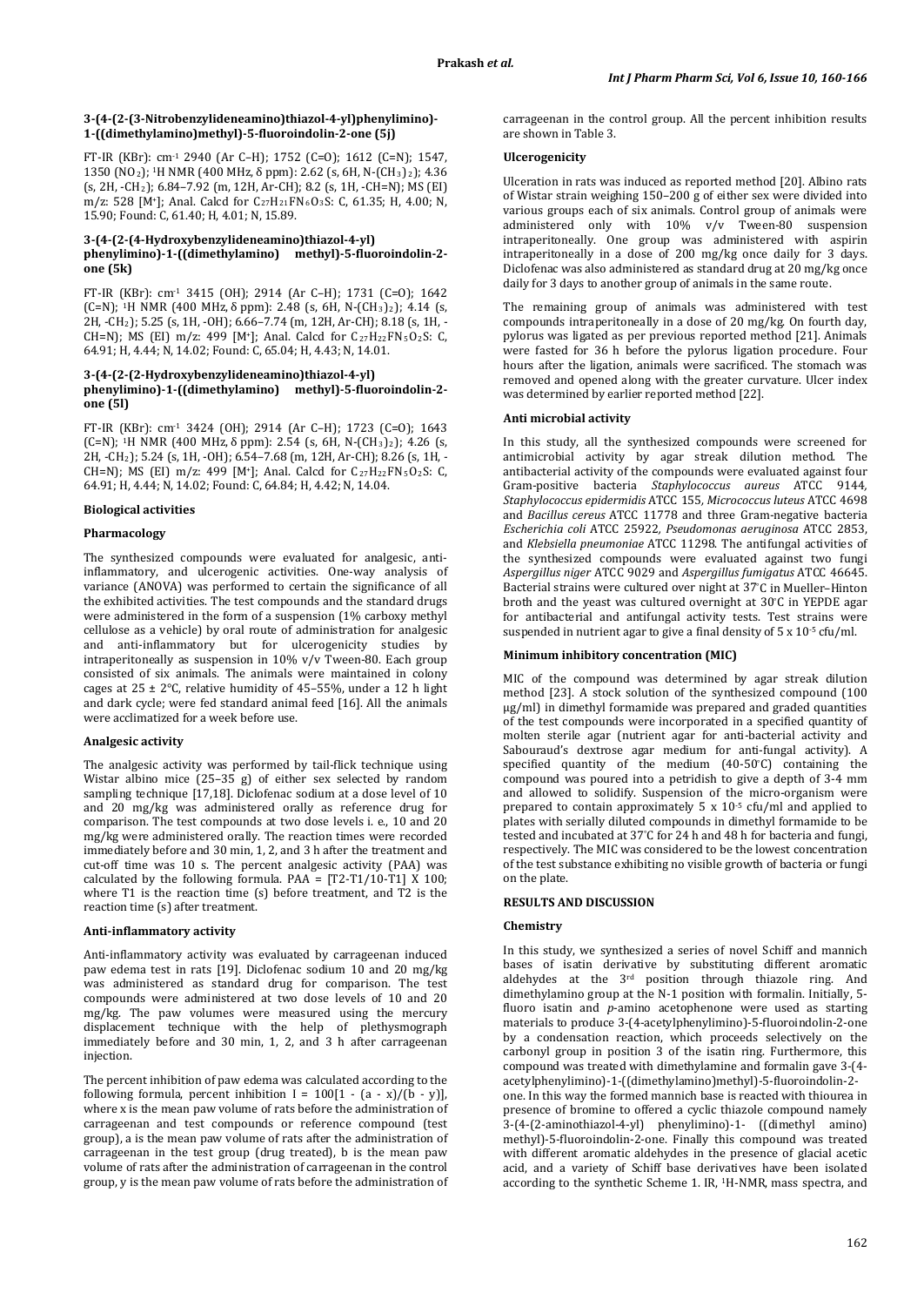#### 3-(4-(2-(3-Nitrobenzylideneamino)thiazol-4-yl)phenylimino)-1-((dimethylamino)methyl)-5-fluoroindolin-2-one (5j)

FT-IR (KBr): cm$^{-1}$ 2940 (Ar C–H); 1752 (C=O); 1612 (C=N); 1547, 1350 ($NO_2$); $^1$H NMR (400 MHz, δ ppm): 2.62 (s, 6H, N-$(CH_3)_2$); 4.36 (s, 2H, -$CH_2$); 6.84–7.92 (m, 12H, Ar-CH); 8.2 (s, 1H, -CH=N); MS (EI) m/z: 528 [M$^+$]; Anal. Calcd for $C_{27}H_{21}FN_6O_3S$: C, 61.35; H, 4.00; N, 15.90; Found: C, 61.40; H, 4.01; N, 15.89.

#### 3-(4-(2-(4-Hydroxybenzylideneamino)thiazol-4-yl) phenylimino)-1-((dimethylamino) methyl)-5-fluoroindolin-2-one (5k)

FT-IR (KBr): cm$^{-1}$ 3415 (OH); 2914 (Ar C–H); 1731 (C=O); 1642 (C=N); $^1$H NMR (400 MHz, δ ppm): 2.48 (s, 6H, N-$(CH_3)_2$); 4.14 (s, 2H, -$CH_2$); 5.25 (s, 1H, -OH); 6.66–7.74 (m, 12H, Ar-CH); 8.18 (s, 1H, -CH=N); MS (EI) m/z: 499 [M$^+$]; Anal. Calcd for $C_{27}H_{22}FN_5O_2S$: C, 64.91; H, 4.44; N, 14.02; Found: C, 65.04; H, 4.43; N, 14.01.

#### 3-(4-(2-(2-Hydroxybenzylideneamino)thiazol-4-yl) phenylimino)-1-((dimethylamino) methyl)-5-fluoroindolin-2-one (5l)

FT-IR (KBr): cm$^{-1}$ 3424 (OH); 2914 (Ar C–H); 1723 (C=O); 1643 (C=N); $^1$H NMR (400 MHz, δ ppm): 2.54 (s, 6H, N-$(CH_3)_2$); 4.26 (s, 2H, -$CH_2$); 5.24 (s, 1H, -OH); 6.54–7.68 (m, 12H, Ar-CH); 8.26 (s, 1H, -CH=N); MS (EI) m/z: 499 [M$^+$]; Anal. Calcd for $C_{27}H_{22}FN_5O_2S$: C, 64.91; H, 4.44; N, 14.02; Found: C, 64.84; H, 4.42; N, 14.04.

### Biological activities

#### Pharmacology

The synthesized compounds were evaluated for analgesic, anti-inflammatory, and ulcerogenic activities. One-way analysis of variance (ANOVA) was performed to certain the significance of all the exhibited activities. The test compounds and the standard drugs were administered in the form of a suspension (1% carboxy methyl cellulose as a vehicle) by oral route of administration for analgesic and anti-inflammatory but for ulcerogenicity studies by intraperitoneally as suspension in 10% v/v Tween-80. Each group consisted of six animals. The animals were maintained in colony cages at 25 ± 2°C, relative humidity of 45–55%, under a 12 h light and dark cycle; were fed standard animal feed [16]. All the animals were acclimatized for a week before use.

#### Analgesic activity

The analgesic activity was performed by tail-flick technique using Wistar albino mice (25–35 g) of either sex selected by random sampling technique [17,18]. Diclofenac sodium at a dose level of 10 and 20 mg/kg was administered orally as reference drug for comparison. The test compounds at two dose levels i. e., 10 and 20 mg/kg were administered orally. The reaction times were recorded immediately before and 30 min, 1, 2, and 3 h after the treatment and cut-off time was 10 s. The percent analgesic activity (PAA) was calculated by the following formula. PAA = [T2-T1/10-T1] X 100; where T1 is the reaction time (s) before treatment, and T2 is the reaction time (s) after treatment.

#### Anti-inflammatory activity

Anti-inflammatory activity was evaluated by carrageenan induced paw edema test in rats [19]. Diclofenac sodium 10 and 20 mg/kg was administered as standard drug for comparison. The test compounds were administered at two dose levels of 10 and 20 mg/kg. The paw volumes were measured using the mercury displacement technique with the help of plethysmograph immediately before and 30 min, 1, 2, and 3 h after carrageenan injection.

The percent inhibition of paw edema was calculated according to the following formula, percent inhibition $I = 100[1 - (a - x)/(b - y)]$, where x is the mean paw volume of rats before the administration of carrageenan and test compounds or reference compound (test group), a is the mean paw volume of rats after the administration of carrageenan in the test group (drug treated), b is the mean paw volume of rats after the administration of carrageenan in the control group, y is the mean paw volume of rats before the administration of carrageenan in the control group. All the percent inhibition results are shown in Table 3.

#### Ulcerogenicity

Ulceration in rats was induced as reported method [20]. Albino rats of Wistar strain weighing 150–200 g of either sex were divided into various groups each of six animals. Control group of animals were administered only with 10% v/v Tween-80 suspension intraperitoneally. One group was administered with aspirin intraperitoneally in a dose of 200 mg/kg once daily for 3 days. Diclofenac was also administered as standard drug at 20 mg/kg once daily for 3 days to another group of animals in the same route.

The remaining group of animals was administered with test compounds intraperitoneally in a dose of 20 mg/kg. On fourth day, pylorus was ligated as per previous reported method [21]. Animals were fasted for 36 h before the pylorus ligation procedure. Four hours after the ligation, animals were sacrificed. The stomach was removed and opened along with the greater curvature. Ulcer index was determined by earlier reported method [22].

#### Anti microbial activity

In this study, all the synthesized compounds were screened for antimicrobial activity by agar streak dilution method. The antibacterial activity of the compounds were evaluated against four Gram-positive bacteria *Staphylococcus aureus* ATCC 9144, *Staphylococcus epidermidis* ATCC 155, *Micrococcus luteus* ATCC 4698 and *Bacillus cereus* ATCC 11778 and three Gram-negative bacteria *Escherichia coli* ATCC 25922, *Pseudomonas aeruginosa* ATCC 2853, and *Klebsiella pneumoniae* ATCC 11298. The antifungal activities of the synthesized compounds were evaluated against two fungi *Aspergillus niger* ATCC 9029 and *Aspergillus fumigatus* ATCC 46645. Bacterial strains were cultured over night at 37°C in Mueller–Hinton broth and the yeast was cultured overnight at 30°C in YEPDE agar for antibacterial and antifungal activity tests. Test strains were suspended in nutrient agar to give a final density of 5 x $10^{-5}$ cfu/ml.

#### Minimum inhibitory concentration (MIC)

MIC of the compound was determined by agar streak dilution method [23]. A stock solution of the synthesized compound (100 μg/ml) in dimethyl formamide was prepared and graded quantities of the test compounds were incorporated in a specified quantity of molten sterile agar (nutrient agar for anti-bacterial activity and Sabouraud's dextrose agar medium for anti-fungal activity). A specified quantity of the medium (40-50°C) containing the compound was poured into a petridish to give a depth of 3-4 mm and allowed to solidify. Suspension of the micro-organism were prepared to contain approximately 5 x $10^{-5}$ cfu/ml and applied to plates with serially diluted compounds in dimethyl formamide to be tested and incubated at 37°C for 24 h and 48 h for bacteria and fungi, respectively. The MIC was considered to be the lowest concentration of the test substance exhibiting no visible growth of bacteria or fungi on the plate.

## RESULTS AND DISCUSSION

### Chemistry

In this study, we synthesized a series of novel Schiff and mannich bases of isatin derivative by substituting different aromatic aldehydes at the 3rd position through thiazole ring. And dimethylamino group at the N-1 position with formalin. Initially, 5-fluoro isatin and *p*-amino acetophenone were used as starting materials to produce 3-(4-acetylphenylimino)-5-fluoroindolin-2-one by a condensation reaction, which proceeds selectively on the carbonyl group in position 3 of the isatin ring. Furthermore, this compound was treated with dimethylamine and formalin gave 3-(4-acetylphenylimino)-1-((dimethylamino)methyl)-5-fluoroindolin-2-one. In this way the formed mannich base is reacted with thiourea in presence of bromine to offered a cyclic thiazole compound namely 3-(4-(2-aminothiazol-4-yl) phenylimino)-1- ((dimethyl amino) methyl)-5-fluoroindolin-2-one. Finally this compound was treated with different aromatic aldehydes in the presence of glacial acetic acid, and a variety of Schiff base derivatives have been isolated according to the synthetic Scheme 1. IR, $^1$H-NMR, mass spectra, and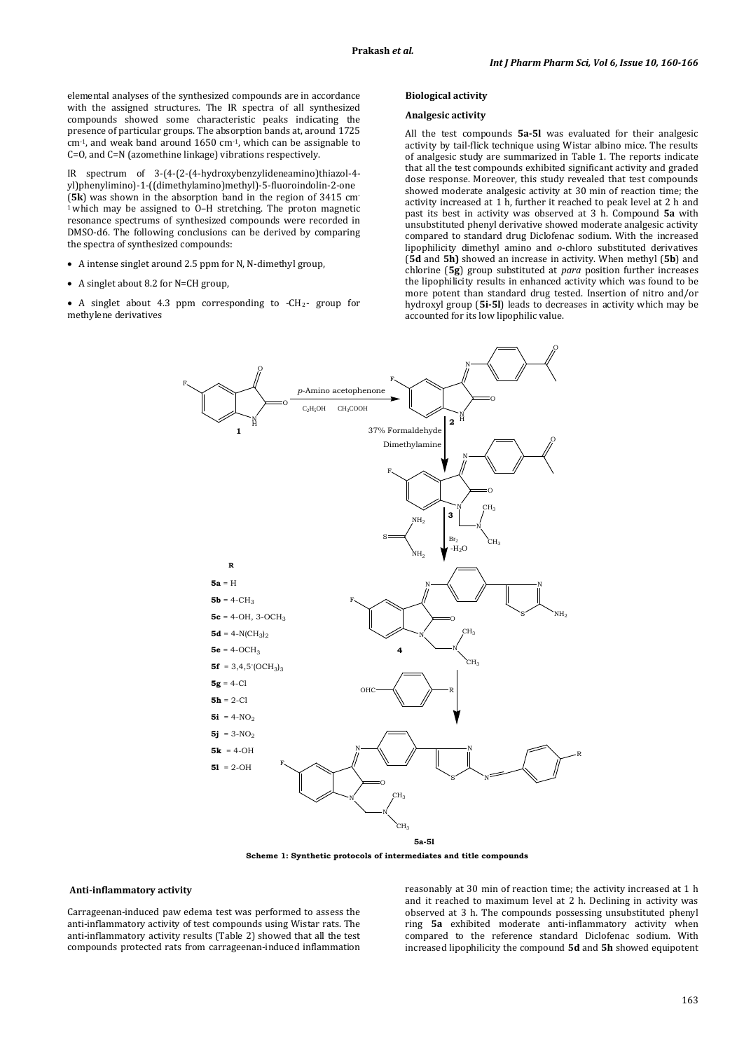elemental analyses of the synthesized compounds are in accordance with the assigned structures. The IR spectra of all synthesized compounds showed some characteristic peaks indicating the presence of particular groups. The absorption bands at, around 1725 $cm^{-1}$, and weak band around 1650 $cm^{-1}$, which can be assignable to C=O, and C=N (azomethine linkage) vibrations respectively.

IR spectrum of 3-(4-(2-(4-hydroxybenzylideneamino)thiazol-4-yl)phenylimino)-1-((dimethylamino)methyl)-5-fluoroindolin-2-one (**5k**) was shown in the absorption band in the region of 3415 $cm^{-1}$ which may be assigned to O–H stretching. The proton magnetic resonance spectrums of synthesized compounds were recorded in DMSO-d6. The following conclusions can be derived by comparing the spectra of synthesized compounds:

- A intense singlet around 2.5 ppm for N, N-dimethyl group,
- A singlet about 8.2 for N=CH group,
- A singlet about 4.3 ppm corresponding to $-CH_2-$ group for methylene derivatives

**Biological activity**

**Analgesic activity**

All the test compounds **5a-5l** was evaluated for their analgesic activity by tail-flick technique using Wistar albino mice. The results of analgesic study are summarized in Table 1. The reports indicate that all the test compounds exhibited significant activity and graded dose response. Moreover, this study revealed that test compounds showed moderate analgesic activity at 30 min of reaction time; the activity increased at 1 h, further it reached to peak level at 2 h and past its best in activity was observed at 3 h. Compound **5a** with unsubstituted phenyl derivative showed moderate analgesic activity compared to standard drug Diclofenac sodium. With the increased lipophilicity dimethyl amino and *o*-chloro substituted derivatives (**5d** and **5h)** showed an increase in activity. When methyl (**5b**) and chlorine (**5g**) group substituted at *para* position further increases the lipophilicity results in enhanced activity which was found to be more potent than standard drug tested. Insertion of nitro and/or hydroxyl group (**5i-5l**) leads to decreases in activity which may be accounted for its low lipophilic value.

1 → 2: *p*-Amino acetophenone, $C_2H_5OH$, $CH_3COOH$

2 → 3: 37% Formaldehyde, Dimethylamine

3 → 4: Thiourea, $Br_2$, $-H_2O$

4 → 5a-5l: OHC–C₆H₄–R

R

**5a** = H
**5b** = 4-$CH_3$
**5c** = 4-OH, 3-$OCH_3$
**5d** = 4-$N(CH_3)_2$
**5e** = 4-$OCH_3$
**5f** = 3,4,5-$(OCH_3)_3$
**5g** = 4-Cl
**5h** = 2-Cl
**5i** = 4-$NO_2$
**5j** = 3-$NO_2$
**5k** = 4-OH
**5l** = 2-OH

**5a-5l**

**Scheme 1: Synthetic protocols of intermediates and title compounds**

**Anti-inflammatory activity**

Carrageenan-induced paw edema test was performed to assess the anti-inflammatory activity of test compounds using Wistar rats. The anti-inflammatory activity results (Table 2) showed that all the test compounds protected rats from carrageenan-induced inflammation reasonably at 30 min of reaction time; the activity increased at 1 h and it reached to maximum level at 2 h. Declining in activity was observed at 3 h. The compounds possessing unsubstituted phenyl ring **5a** exhibited moderate anti-inflammatory activity when compared to the reference standard Diclofenac sodium. With increased lipophilicity the compound **5d** and **5h** showed equipotent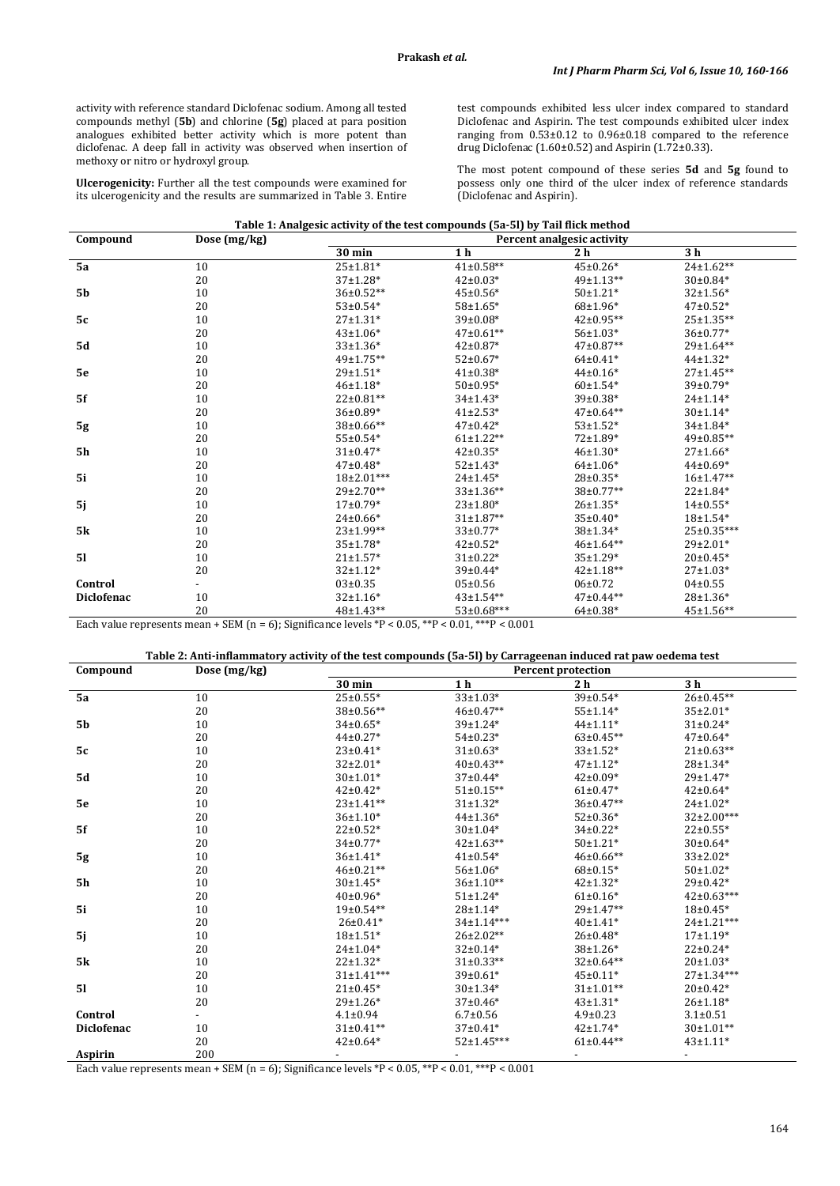activity with reference standard Diclofenac sodium. Among all tested compounds methyl (**5b**) and chlorine (**5g**) placed at para position analogues exhibited better activity which is more potent than diclofenac. A deep fall in activity was observed when insertion of methoxy or nitro or hydroxyl group.

**Ulcerogenicity:** Further all the test compounds were examined for its ulcerogenicity and the results are summarized in Table 3. Entire test compounds exhibited less ulcer index compared to standard Diclofenac and Aspirin. The test compounds exhibited ulcer index ranging from 0.53±0.12 to 0.96±0.18 compared to the reference drug Diclofenac (1.60±0.52) and Aspirin (1.72±0.33).

The most potent compound of these series **5d** and **5g** found to possess only one third of the ulcer index of reference standards (Diclofenac and Aspirin).

**Table 1: Analgesic activity of the test compounds (5a-5l) by Tail flick method**

| Compound | Dose (mg/kg) | Percent analgesic activity | | | |
|---|---|---|---|---|---|
| | | 30 min | 1 h | 2 h | 3 h |
| **5a** | 10 | 25±1.81* | 41±0.58** | 45±0.26* | 24±1.62** |
| | 20 | 37±1.28* | 42±0.03* | 49±1.13** | 30±0.84* |
| **5b** | 10 | 36±0.52** | 45±0.56* | 50±1.21* | 32±1.56* |
| | 20 | 53±0.54* | 58±1.65* | 68±1.96* | 47±0.52* |
| **5c** | 10 | 27±1.31* | 39±0.08* | 42±0.95** | 25±1.35** |
| | 20 | 43±1.06* | 47±0.61** | 56±1.03* | 36±0.77* |
| **5d** | 10 | 33±1.36* | 42±0.87* | 47±0.87** | 29±1.64** |
| | 20 | 49±1.75** | 52±0.67* | 64±0.41* | 44±1.32* |
| **5e** | 10 | 29±1.51* | 41±0.38* | 44±0.16* | 27±1.45** |
| | 20 | 46±1.18* | 50±0.95* | 60±1.54* | 39±0.79* |
| **5f** | 10 | 22±0.81** | 34±1.43* | 39±0.38* | 24±1.14* |
| | 20 | 36±0.89* | 41±2.53* | 47±0.64** | 30±1.14* |
| **5g** | 10 | 38±0.66** | 47±0.42* | 53±1.52* | 34±1.84* |
| | 20 | 55±0.54* | 61±1.22** | 72±1.89* | 49±0.85** |
| **5h** | 10 | 31±0.47* | 42±0.35* | 46±1.30* | 27±1.66* |
| | 20 | 47±0.48* | 52±1.43* | 64±1.06* | 44±0.69* |
| **5i** | 10 | 18±2.01*** | 24±1.45* | 28±0.35* | 16±1.47** |
| | 20 | 29±2.70** | 33±1.36** | 38±0.77** | 22±1.84* |
| **5j** | 10 | 17±0.79* | 23±1.80* | 26±1.35* | 14±0.55* |
| | 20 | 24±0.66* | 31±1.87** | 35±0.40* | 18±1.54* |
| **5k** | 10 | 23±1.99** | 33±0.77* | 38±1.34* | 25±0.35*** |
| | 20 | 35±1.78* | 42±0.52* | 46±1.64** | 29±2.01* |
| **5l** | 10 | 21±1.57* | 31±0.22* | 35±1.29* | 20±0.45* |
| | 20 | 32±1.12* | 39±0.44* | 42±1.18** | 27±1.03* |
| **Control** | - | 03±0.35 | 05±0.56 | 06±0.72 | 04±0.55 |
| **Diclofenac** | 10 | 32±1.16* | 43±1.54** | 47±0.44** | 28±1.36* |
| | 20 | 48±1.43** | 53±0.68*** | 64±0.38* | 45±1.56** |

Each value represents mean + SEM (n = 6); Significance levels *P < 0.05, **P < 0.01, ***P < 0.001

**Table 2: Anti-inflammatory activity of the test compounds (5a-5l) by Carrageenan induced rat paw oedema test**

| Compound | Dose (mg/kg) | Percent protection | | | |
|---|---|---|---|---|---|
| | | 30 min | 1 h | 2 h | 3 h |
| **5a** | 10 | 25±0.55* | 33±1.03* | 39±0.54* | 26±0.45** |
| | 20 | 38±0.56** | 46±0.47** | 55±1.14* | 35±2.01* |
| **5b** | 10 | 34±0.65* | 39±1.24* | 44±1.11* | 31±0.24* |
| | 20 | 44±0.27* | 54±0.23* | 63±0.45** | 47±0.64* |
| **5c** | 10 | 23±0.41* | 31±0.63* | 33±1.52* | 21±0.63** |
| | 20 | 32±2.01* | 40±0.43** | 47±1.12* | 28±1.34* |
| **5d** | 10 | 30±1.01* | 37±0.44* | 42±0.09* | 29±1.47* |
| | 20 | 42±0.42* | 51±0.15** | 61±0.47* | 42±0.64* |
| **5e** | 10 | 23±1.41** | 31±1.32* | 36±0.47** | 24±1.02* |
| | 20 | 36±1.10* | 44±1.36* | 52±0.36* | 32±2.00*** |
| **5f** | 10 | 22±0.52* | 30±1.04* | 34±0.22* | 22±0.55* |
| | 20 | 34±0.77* | 42±1.63** | 50±1.21* | 30±0.64* |
| **5g** | 10 | 36±1.41* | 41±0.54* | 46±0.66** | 33±2.02* |
| | 20 | 46±0.21** | 56±1.06* | 68±0.15* | 50±1.02* |
| **5h** | 10 | 30±1.45* | 36±1.10** | 42±1.32* | 29±0.42* |
| | 20 | 40±0.96* | 51±1.24* | 61±0.16* | 42±0.63*** |
| **5i** | 10 | 19±0.54** | 28±1.14* | 29±1.47** | 18±0.45* |
| | 20 | 26±0.41* | 34±1.14*** | 40±1.41* | 24±1.21*** |
| **5j** | 10 | 18±1.51* | 26±2.02** | 26±0.48* | 17±1.19* |
| | 20 | 24±1.04* | 32±0.14* | 38±1.26* | 22±0.24* |
| **5k** | 10 | 22±1.32* | 31±0.33** | 32±0.64** | 20±1.03* |
| | 20 | 31±1.41*** | 39±0.61* | 45±0.11* | 27±1.34*** |
| **5l** | 10 | 21±0.45* | 30±1.34* | 31±1.01** | 20±0.42* |
| | 20 | 29±1.26* | 37±0.46* | 43±1.31* | 26±1.18* |
| **Control** | - | 4.1±0.94 | 6.7±0.56 | 4.9±0.23 | 3.1±0.51 |
| **Diclofenac** | 10 | 31±0.41** | 37±0.41* | 42±1.74* | 30±1.01** |
| | 20 | 42±0.64* | 52±1.45*** | 61±0.44** | 43±1.11* |
| **Aspirin** | 200 | - | - | - | - |

Each value represents mean + SEM (n = 6); Significance levels *P < 0.05, **P < 0.01, ***P < 0.001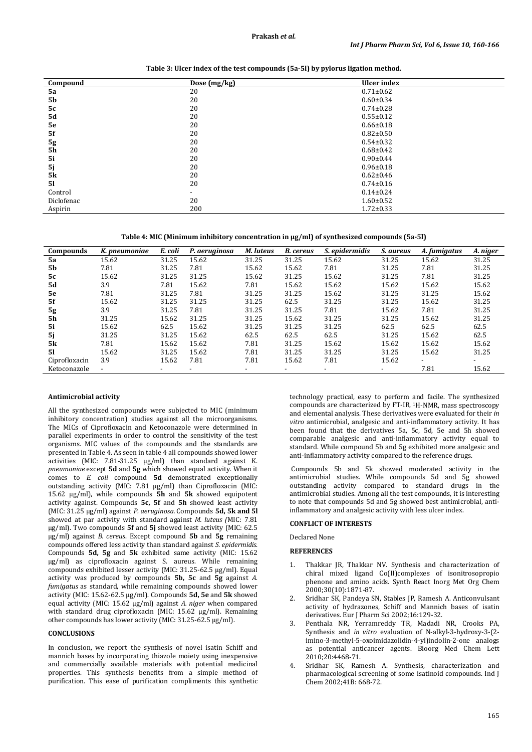**Table 3: Ulcer index of the test compounds (5a-5l) by pylorus ligation method.**

| Compound | Dose (mg/kg) | Ulcer index |
|---|---|---|
| **5a** | 20 | 0.71±0.62 |
| **5b** | 20 | 0.60±0.34 |
| **5c** | 20 | 0.74±0.28 |
| **5d** | 20 | 0.55±0.12 |
| **5e** | 20 | 0.66±0.18 |
| **5f** | 20 | 0.82±0.50 |
| **5g** | 20 | 0.54±0.32 |
| **5h** | 20 | 0.68±0.42 |
| **5i** | 20 | 0.90±0.44 |
| **5j** | 20 | 0.96±0.18 |
| **5k** | 20 | 0.62±0.46 |
| **5l** | 20 | 0.74±0.16 |
| Control | - | 0.14±0.24 |
| Diclofenac | 20 | 1.60±0.52 |
| Aspirin | 200 | 1.72±0.33 |

**Table 4: MIC (Minimum inhibitory concentration in μg/ml) of synthesized compounds (5a-5l)**

| Compounds | *K. pneumoniae* | *E. coli* | *P. aeruginosa* | *M. luteus* | *B. cereus* | *S. epidermidis* | *S. aureus* | *A. fumigatus* | *A. niger* |
|---|---|---|---|---|---|---|---|---|---|
| **5a** | 15.62 | 31.25 | 15.62 | 31.25 | 31.25 | 15.62 | 31.25 | 15.62 | 31.25 |
| **5b** | 7.81 | 31.25 | 7.81 | 15.62 | 15.62 | 7.81 | 31.25 | 7.81 | 31.25 |
| **5c** | 15.62 | 31.25 | 31.25 | 15.62 | 31.25 | 15.62 | 31.25 | 7.81 | 31.25 |
| **5d** | 3.9 | 7.81 | 15.62 | 7.81 | 15.62 | 15.62 | 15.62 | 15.62 | 15.62 |
| **5e** | 7.81 | 31.25 | 7.81 | 31.25 | 31.25 | 15.62 | 31.25 | 31.25 | 15.62 |
| **5f** | 15.62 | 31.25 | 31.25 | 31.25 | 62.5 | 31.25 | 31.25 | 15.62 | 31.25 |
| **5g** | 3.9 | 31.25 | 7.81 | 31.25 | 31.25 | 7.81 | 15.62 | 7.81 | 31.25 |
| **5h** | 31.25 | 15.62 | 31.25 | 31.25 | 15.62 | 31.25 | 31.25 | 15.62 | 31.25 |
| **5i** | 15.62 | 62.5 | 15.62 | 31.25 | 31.25 | 31.25 | 62.5 | 62.5 | 62.5 |
| **5j** | 31.25 | 31.25 | 15.62 | 62.5 | 62.5 | 62.5 | 31.25 | 15.62 | 62.5 |
| **5k** | 7.81 | 15.62 | 15.62 | 7.81 | 31.25 | 15.62 | 15.62 | 15.62 | 15.62 |
| **5l** | 15.62 | 31.25 | 15.62 | 7.81 | 31.25 | 31.25 | 31.25 | 15.62 | 31.25 |
| Ciprofloxacin | 3.9 | 15.62 | 7.81 | 7.81 | 15.62 | 7.81 | 15.62 | - | - |
| Ketoconazole | - | - | - | - | - | - | - | 7.81 | 15.62 |

#### Antimicrobial activity

All the synthesized compounds were subjected to MIC (minimum inhibitory concentration) studies against all the microorganisms. The MICs of Ciprofloxacin and Ketoconazole were determined in parallel experiments in order to control the sensitivity of the test organisms. MIC values of the compounds and the standards are presented in Table 4. As seen in table 4 all compounds showed lower activities (MIC: 7.81-31.25 μg/ml) than standard against *K. pneumoniae* except **5d** and **5g** which showed equal activity. When it comes to *E. coli* compound **5d** demonstrated exceptionally outstanding activity (MIC: 7.81 μg/ml) than Ciprofloxacin (MIC: 15.62 μg/ml), while compounds **5h** and **5k** showed equipotent activity against. Compounds **5c, 5f** and **5h** showed least activity (MIC: 31.25 μg/ml) against *P. aeruginosa.* Compounds **5d, 5k and 5l** showed at par activity with standard against *M. luteus (*MIC: 7.81 μg/ml). Two compounds **5f** and **5j** showed least activity (MIC: 62.5 μg/ml) against *B. cereus*. Except compound **5b** and **5g** remaining compounds offered less activity than standard against *S. epidermidis*. Compounds **5d, 5g** and **5k** exhibited same activity (MIC: 15.62 μg/ml) as ciprofloxacin against S. aureus. While remaining compounds exhibited lesser activity (MIC: 31.25-62.5 μg/ml). Equal activity was produced by compounds **5b, 5c** and **5g** against *A. fumigatus* as standard, while remaining compounds showed lower activity (MIC: 15.62-62.5 μg/ml). Compounds **5d, 5e** and **5k** showed equal activity (MIC: 15.62 μg/ml) against *A. niger* when compared with standard drug ciprofloxacin (MIC: 15.62 μg/ml). Remaining other compounds has lower activity (MIC: 31.25-62.5 μg/ml).

#### CONCLUSIONS

In conclusion, we report the synthesis of novel isatin Schiff and mannich bases by incorporating thiazole moiety using inexpensive and commercially available materials with potential medicinal properties. This synthesis benefits from a simple method of purification. This ease of purification compliments this synthetic technology practical, easy to perform and facile. The synthesized compounds are characterized by FT-IR, $^{1}$H-NMR, mass spectroscopy and elemental analysis. These derivatives were evaluated for their *in vitro* antimicrobial, analgesic and anti-inflammatory activity. It has been found that the derivatives 5a, 5c, 5d, 5e and 5h showed comparable analgesic and anti-inflammatory activity equal to standard. While compound 5b and 5g exhibited more analgesic and anti-inflammatory activity compared to the reference drugs.

Compounds 5b and 5k showed moderated activity in the antimicrobial studies. While compounds 5d and 5g showed outstanding activity compared to standard drugs in the antimicrobial studies. Among all the test compounds, it is interesting to note that compounds 5d and 5g showed best antimicrobial, anti-inflammatory and analgesic activity with less ulcer index.

#### CONFLICT OF INTERESTS

Declared None

#### REFERENCES

1. Thakkar JR, Thakkar NV. Synthesis and characterization of chiral mixed ligand Co(II)complexes of isonitrosopropio phenone and amino acids. Synth React Inorg Met Org Chem 2000;30(10):1871-87.
2. Sridhar SK, Pandeya SN, Stables JP, Ramesh A. Anticonvulsant activity of hydrazones, Schiff and Mannich bases of isatin derivatives. Eur J Pharm Sci 2002;16:129-32.
3. Penthala NR, Yerramreddy TR, Madadi NR, Crooks PA, Synthesis and *in vitro* evaluation of N-alkyl-3-hydroxy-3-(2-imino-3-methyl-5-oxoimidazolidin-4-yl)indolin-2-one analogs as potential anticancer agents. Bioorg Med Chem Lett 2010;20:4468-71.
4. Sridhar SK, Ramesh A. Synthesis, characterization and pharmacological screening of some isatinoid compounds. Ind J Chem 2002;41B: 668-72.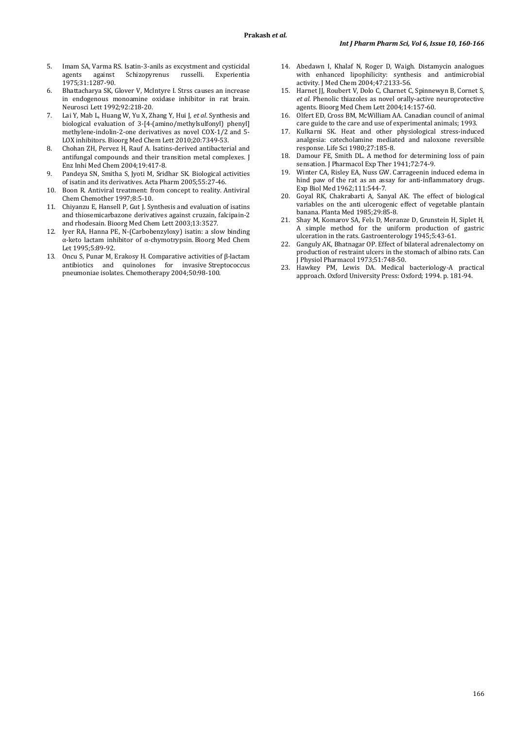5. Imam SA, Varma RS. Isatin-3-anils as excystment and cysticidal agents against Schizopyrenus russelli. Experientia 1975;31:1287-90.
6. Bhattacharya SK, Glover V, McIntyre I. Strss causes an increase in endogenous monoamine oxidase inhibitor in rat brain. Neurosci Lett 1992;92:218-20.
7. Lai Y, Mab L, Huang W, Yu X, Zhang Y, Hui J, *et al*. Synthesis and biological evaluation of 3-[4-(amino/methylsulfonyl) phenyl] methylene-indolin-2-one derivatives as novel COX-1/2 and 5-LOX inhibitors. Bioorg Med Chem Lett 2010;20:7349-53.
8. Chohan ZH, Pervez H, Rauf A. Isatins-derived antibacterial and antifungal compounds and their transition metal complexes. J Enz Inhi Med Chem 2004;19:417-8.
9. Pandeya SN, Smitha S, Jyoti M, Sridhar SK. Biological activities of isatin and its derivatives. Acta Pharm 2005;55:27-46.
10. Boon R. Antiviral treatment: from concept to reality. Antiviral Chem Chemother 1997;8:5-10.
11. Chiyanzu E, Hansell P, Gut J. Synthesis and evaluation of isatins and thiosemicarbazone derivatives against cruzain, falcipain-2 and rhodesain. Bioorg Med Chem Lett 2003;13:3527.
12. Iyer RA, Hanna PE, N-(Carbobenzyloxy) isatin: a slow binding α-keto lactam inhibitor of α-chymotrypsin. Bioorg Med Chem Let 1995;5:89-92.
13. Oncu S, Punar M, Erakosy H. Comparative activities of β-lactam antibiotics and quinolones for invasive Streptococcus pneumoniae isolates. Chemotherapy 2004;50:98-100.
14. Abedawn I, Khalaf N, Roger D, Waigh. Distamycin analogues with enhanced lipophilicity: synthesis and antimicrobial activity. J Med Chem 2004;47:2133-56.
15. Harnet JJ, Roubert V, Dolo C, Charnet C, Spinnewyn B, Cornet S, *et al*. Phenolic thiazoles as novel orally-active neuroprotective agents. Bioorg Med Chem Lett 2004;14:157-60.
16. Olfert ED, Cross BM, McWilliam AA. Canadian council of animal care guide to the care and use of experimental animals; 1993.
17. Kulkarni SK. Heat and other physiological stress-induced analgesia: catecholamine mediated and naloxone reversible response. Life Sci 1980;27:185-8.
18. Damour FE, Smith DL. A method for determining loss of pain sensation. J Pharmacol Exp Ther 1941;72:74-9.
19. Winter CA, Risley EA, Nuss GW. Carrageenin induced edema in hind paw of the rat as an assay for anti-inflammatory drugs. Exp Biol Med 1962;111:544-7.
20. Goyal RK, Chakrabarti A, Sanyal AK. The effect of biological variables on the anti ulcerogenic effect of vegetable plantain banana. Planta Med 1985;29:85-8.
21. Shay M, Komarov SA, Fels D, Meranze D, Grunstein H, Siplet H, A simple method for the uniform production of gastric ulceration in the rats. Gastroenterology 1945;5:43-61.
22. Ganguly AK, Bhatnagar OP. Effect of bilateral adrenalectomy on production of restraint ulcers in the stomach of albino rats. Can J Physiol Pharmacol 1973;51:748-50.
23. Hawkey PM, Lewis DA. Medical bacteriology-A practical approach. Oxford University Press: Oxford; 1994. p. 181-94.